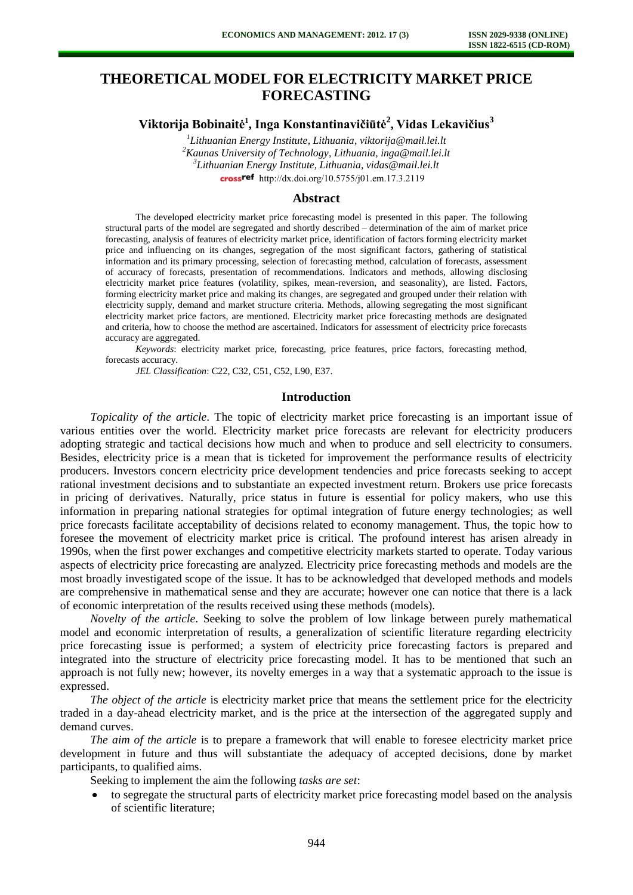# THEORETICAL MODEL FOR ELECTRICITY MARKET PRICE FORECASTING

**Viktorija Bobinaitė[1], Inga Konstantinavičiūtė[2], Vidas Lekavičius[3]**

[1]*Lithuanian Energy Institute, Lithuania, viktorija@mail.lei.lt*
[2]*Kaunas University of Technology, Lithuania, inga@mail.lei.lt*
[3]*Lithuanian Energy Institute, Lithuania, vidas@mail.lei.lt*
http://dx.doi.org/10.5755/j01.em.17.3.2119

## Abstract

The developed electricity market price forecasting model is presented in this paper. The following structural parts of the model are segregated and shortly described – determination of the aim of market price forecasting, analysis of features of electricity market price, identification of factors forming electricity market price and influencing on its changes, segregation of the most significant factors, gathering of statistical information and its primary processing, selection of forecasting method, calculation of forecasts, assessment of accuracy of forecasts, presentation of recommendations. Indicators and methods, allowing disclosing electricity market price features (volatility, spikes, mean-reversion, and seasonality), are listed. Factors, forming electricity market price and making its changes, are segregated and grouped under their relation with electricity supply, demand and market structure criteria. Methods, allowing segregating the most significant electricity market price factors, are mentioned. Electricity market price forecasting methods are designated and criteria, how to choose the method are ascertained. Indicators for assessment of electricity price forecasts accuracy are aggregated.

*Keywords*: electricity market price, forecasting, price features, price factors, forecasting method, forecasts accuracy.

*JEL Classification*: C22, C32, C51, C52, L90, E37.

## Introduction

*Topicality of the article*. The topic of electricity market price forecasting is an important issue of various entities over the world. Electricity market price forecasts are relevant for electricity producers adopting strategic and tactical decisions how much and when to produce and sell electricity to consumers. Besides, electricity price is a mean that is ticketed for improvement the performance results of electricity producers. Investors concern electricity price development tendencies and price forecasts seeking to accept rational investment decisions and to substantiate an expected investment return. Brokers use price forecasts in pricing of derivatives. Naturally, price status in future is essential for policy makers, who use this information in preparing national strategies for optimal integration of future energy technologies; as well price forecasts facilitate acceptability of decisions related to economy management. Thus, the topic how to foresee the movement of electricity market price is critical. The profound interest has arisen already in 1990s, when the first power exchanges and competitive electricity markets started to operate. Today various aspects of electricity price forecasting are analyzed. Electricity price forecasting methods and models are the most broadly investigated scope of the issue. It has to be acknowledged that developed methods and models are comprehensive in mathematical sense and they are accurate; however one can notice that there is a lack of economic interpretation of the results received using these methods (models).

*Novelty of the article*. Seeking to solve the problem of low linkage between purely mathematical model and economic interpretation of results, a generalization of scientific literature regarding electricity price forecasting issue is performed; a system of electricity price forecasting factors is prepared and integrated into the structure of electricity price forecasting model. It has to be mentioned that such an approach is not fully new; however, its novelty emerges in a way that a systematic approach to the issue is expressed.

*The object of the article* is electricity market price that means the settlement price for the electricity traded in a day-ahead electricity market, and is the price at the intersection of the aggregated supply and demand curves.

*The aim of the article* is to prepare a framework that will enable to foresee electricity market price development in future and thus will substantiate the adequacy of accepted decisions, done by market participants, to qualified aims.

Seeking to implement the aim the following *tasks are set*:

- to segregate the structural parts of electricity market price forecasting model based on the analysis of scientific literature;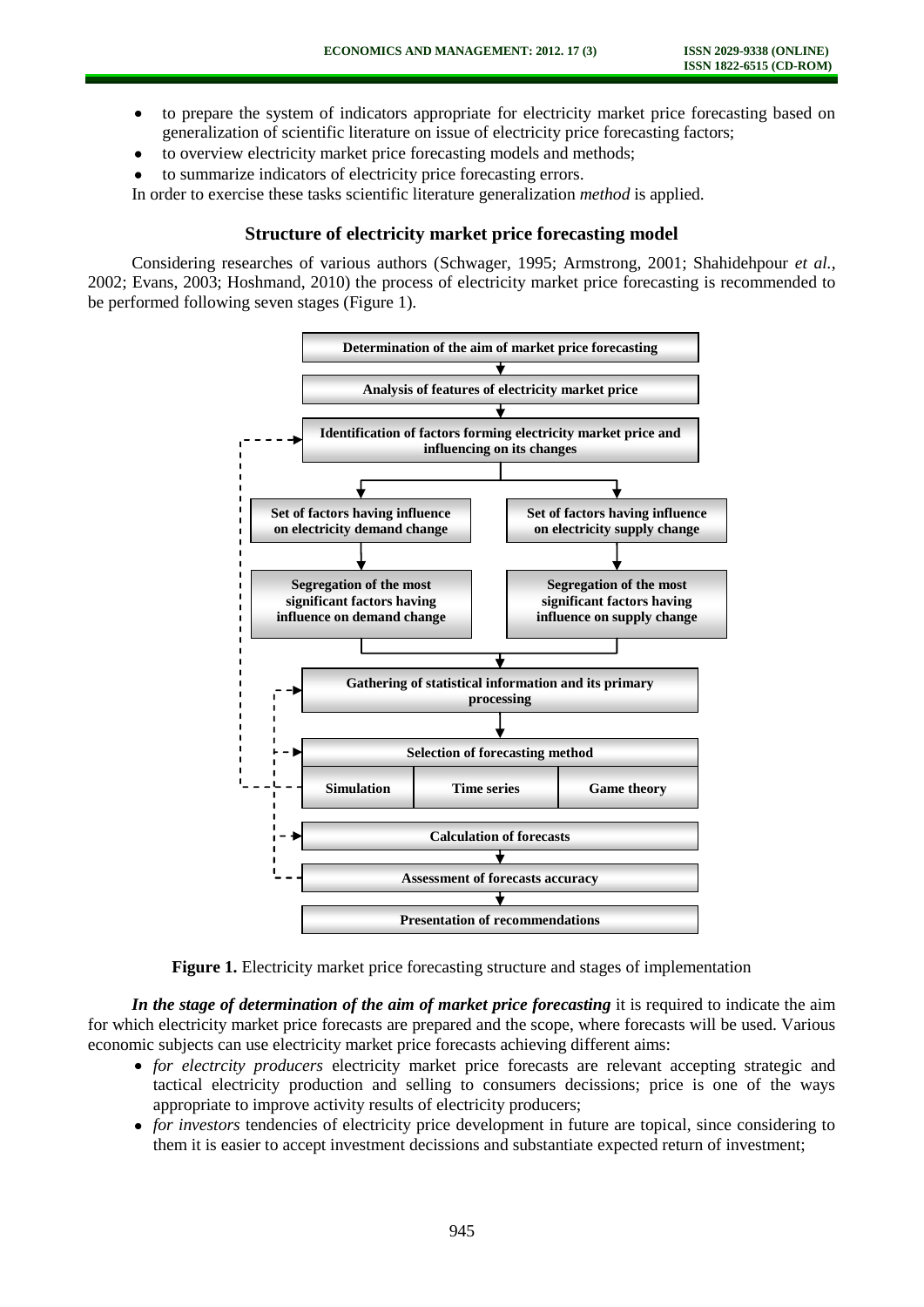- to prepare the system of indicators appropriate for electricity market price forecasting based on generalization of scientific literature on issue of electricity price forecasting factors;
- to overview electricity market price forecasting models and methods;
- to summarize indicators of electricity price forecasting errors.

In order to exercise these tasks scientific literature generalization *method* is applied.

## Structure of electricity market price forecasting model

Considering researches of various authors (Schwager, 1995; Armstrong, 2001; Shahidehpour *et al.*, 2002; Evans, 2003; Hoshmand, 2010) the process of electricity market price forecasting is recommended to be performed following seven stages (Figure 1).

- **Determination of the aim of market price forecasting**
- **Analysis of features of electricity market price**
- **Identification of factors forming electricity market price and influencing on its changes**
  - **Set of factors having influence on electricity demand change** → **Segregation of the most significant factors having influence on demand change**
  - **Set of factors having influence on electricity supply change** → **Segregation of the most significant factors having influence on supply change**
- **Gathering of statistical information and its primary processing**
- **Selection of forecasting method**: **Simulation** | **Time series** | **Game theory**
- **Calculation of forecasts**
- **Assessment of forecasts accuracy**
- **Presentation of recommendations**

**Figure 1.** Electricity market price forecasting structure and stages of implementation

***In the stage of determination of the aim of market price forecasting*** it is required to indicate the aim for which electricity market price forecasts are prepared and the scope, where forecasts will be used. Various economic subjects can use electricity market price forecasts achieving different aims:

- *for electrcity producers* electricity market price forecasts are relevant accepting strategic and tactical electricity production and selling to consumers decissions; price is one of the ways appropriate to improve activity results of electricity producers;
- *for investors* tendencies of electricity price development in future are topical, since considering to them it is easier to accept investment decissions and substantiate expected return of investment;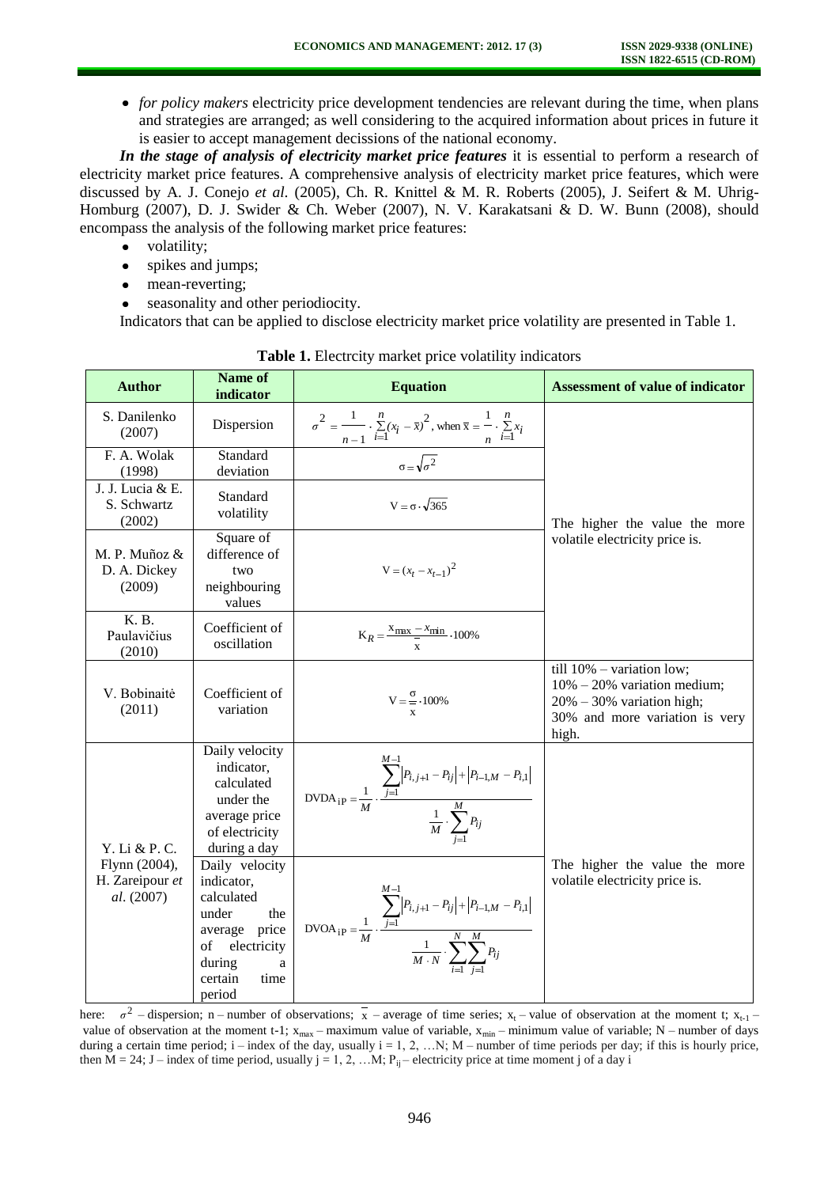- *for policy makers* electricity price development tendencies are relevant during the time, when plans and strategies are arranged; as well considering to the acquired information about prices in future it is easier to accept management decissions of the national economy.

***In the stage of analysis of electricity market price features*** it is essential to perform a research of electricity market price features. A comprehensive analysis of electricity market price features, which were discussed by A. J. Conejo *et al*. (2005), Ch. R. Knittel & M. R. Roberts (2005), J. Seifert & M. Uhrig-Homburg (2007), D. J. Swider & Ch. Weber (2007), N. V. Karakatsani & D. W. Bunn (2008), should encompass the analysis of the following market price features:

- volatility;
- spikes and jumps;
- mean-reverting;
- seasonality and other periodiocity.

Indicators that can be applied to disclose electricity market price volatility are presented in Table 1.

**Table 1.** Electrcity market price volatility indicators

| Author | Name of indicator | Equation | Assessment of value of indicator |
|---|---|---|---|
| S. Danilenko (2007) | Dispersion | $\sigma^2 = \frac{1}{n-1} \cdot \sum_{i=1}^{n}(x_i - \bar{x})^2$, when $\bar{x} = \frac{1}{n} \cdot \sum_{i=1}^{n} x_i$ | The higher the value the more volatile electricity price is. |
| F. A. Wolak (1998) | Standard deviation | $\sigma = \sqrt{\sigma^2}$ | |
| J. J. Lucia & E. S. Schwartz (2002) | Standard volatility | $V = \sigma \cdot \sqrt{365}$ | |
| M. P. Muñoz & D. A. Dickey (2009) | Square of difference of two neighbouring values | $V = (x_t - x_{t-1})^2$ | |
| K. B. Paulavičius (2010) | Coefficient of oscillation | $K_R = \frac{x_{max} - x_{min}}{\bar{x}} \cdot 100\%$ | |
| V. Bobinaitė (2011) | Coefficient of variation | $V = \frac{\sigma}{\bar{x}} \cdot 100\%$ | till 10% – variation low; 10% – 20% variation medium; 20% – 30% variation high; 30% and more variation is very high. |
| Y. Li & P. C. Flynn (2004), H. Zareipour *et al*. (2007) | Daily velocity indicator, calculated under the average price of electricity during a day | $DVDA_{iP} = \frac{1}{M} \cdot \frac{\sum_{j=1}^{M-1} \lvert P_{i,j+1} - P_{ij} \rvert + \lvert P_{i-1,M} - P_{i,1} \rvert}{\frac{1}{M} \cdot \sum_{j=1}^{M} P_{ij}}$ | The higher the value the more volatile electricity price is. |
| | Daily velocity indicator, calculated under the average price of electricity during a certain time period | $DVOA_{iP} = \frac{1}{M} \cdot \frac{\sum_{j=1}^{M-1} \lvert P_{i,j+1} - P_{ij} \rvert + \lvert P_{i-1,M} - P_{i,1} \rvert}{\frac{1}{M \cdot N} \cdot \sum_{i=1}^{N} \sum_{j=1}^{M} P_{ij}}$ | |

here: $\sigma^2$ – dispersion; n – number of observations; $\bar{x}$ – average of time series; $x_t$ – value of observation at the moment t; $x_{t-1}$ – value of observation at the moment t-1; $x_{max}$ – maximum value of variable, $x_{min}$ – minimum value of variable; N – number of days during a certain time period; i – index of the day, usually i = 1, 2, …N; M – number of time periods per day; if this is hourly price, then M = 24; J – index of time period, usually j = 1, 2, …M; $P_{ij}$ – electricity price at time moment j of a day i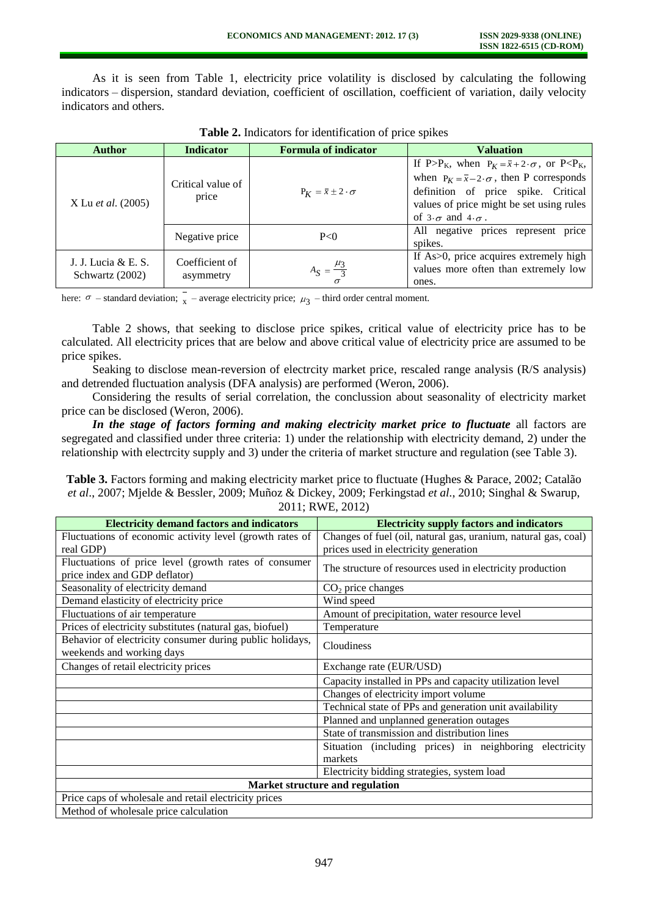As it is seen from Table 1, electricity price volatility is disclosed by calculating the following indicators – dispersion, standard deviation, coefficient of oscillation, coefficient of variation, daily velocity indicators and others.

**Table 2.** Indicators for identification of price spikes

| Author | Indicator | Formula of indicator | Valuation |
|---|---|---|---|
| X Lu *et al.* (2005) | Critical value of price | $P_K = \bar{x} \pm 2 \cdot \sigma$ | If $P>P_K$, when $P_K = \bar{x} + 2 \cdot \sigma$, or $P<P_K$, when $P_K = \bar{x} - 2 \cdot \sigma$, then P corresponds definition of price spike. Critical values of price might be set using rules of $3 \cdot \sigma$ and $4 \cdot \sigma$. |
| | Negative price | $P<0$ | All negative prices represent price spikes. |
| J. J. Lucia & E. S. Schwartz (2002) | Coefficient of asymmetry | $A_S = \frac{\mu_3}{\sigma^3}$ | If As>0, price acquires extremely high values more often than extremely low ones. |

here: $\sigma$ – standard deviation; $\bar{x}$ – average electricity price; $\mu_3$ – third order central moment.

Table 2 shows, that seeking to disclose price spikes, critical value of electricity price has to be calculated. All electricity prices that are below and above critical value of electricity price are assumed to be price spikes.

Seaking to disclose mean-reversion of electrcity market price, rescaled range analysis (R/S analysis) and detrended fluctuation analysis (DFA analysis) are performed (Weron, 2006).

Considering the results of serial correlation, the conclussion about seasonality of electricity market price can be disclosed (Weron, 2006).

***In the stage of factors forming and making electricity market price to fluctuate*** all factors are segregated and classified under three criteria: 1) under the relationship with electricity demand, 2) under the relationship with electrcity supply and 3) under the criteria of market structure and regulation (see Table 3).

**Table 3.** Factors forming and making electricity market price to fluctuate (Hughes & Parace, 2002; Catalão *et al*., 2007; Mjelde & Bessler, 2009; Muñoz & Dickey, 2009; Ferkingstad *et al*., 2010; Singhal & Swarup, 2011; RWE, 2012)

| Electricity demand factors and indicators | Electricity supply factors and indicators |
|---|---|
| Fluctuations of economic activity level (growth rates of real GDP) | Changes of fuel (oil, natural gas, uranium, natural gas, coal) prices used in electricity generation |
| Fluctuations of price level (growth rates of consumer price index and GDP deflator) | The structure of resources used in electricity production |
| Seasonality of electricity demand | $CO_2$ price changes |
| Demand elasticity of electricity price | Wind speed |
| Fluctuations of air temperature | Amount of precipitation, water resource level |
| Prices of electricity substitutes (natural gas, biofuel) | Temperature |
| Behavior of electricity consumer during public holidays, weekends and working days | Cloudiness |
| Changes of retail electricity prices | Exchange rate (EUR/USD) |
| | Capacity installed in PPs and capacity utilization level |
| | Changes of electricity import volume |
| | Technical state of PPs and generation unit availability |
| | Planned and unplanned generation outages |
| | State of transmission and distribution lines |
| | Situation (including prices) in neighboring electricity markets |
| | Electricity bidding strategies, system load |
| **Market structure and regulation** | |
| Price caps of wholesale and retail electricity prices | |
| Method of wholesale price calculation | |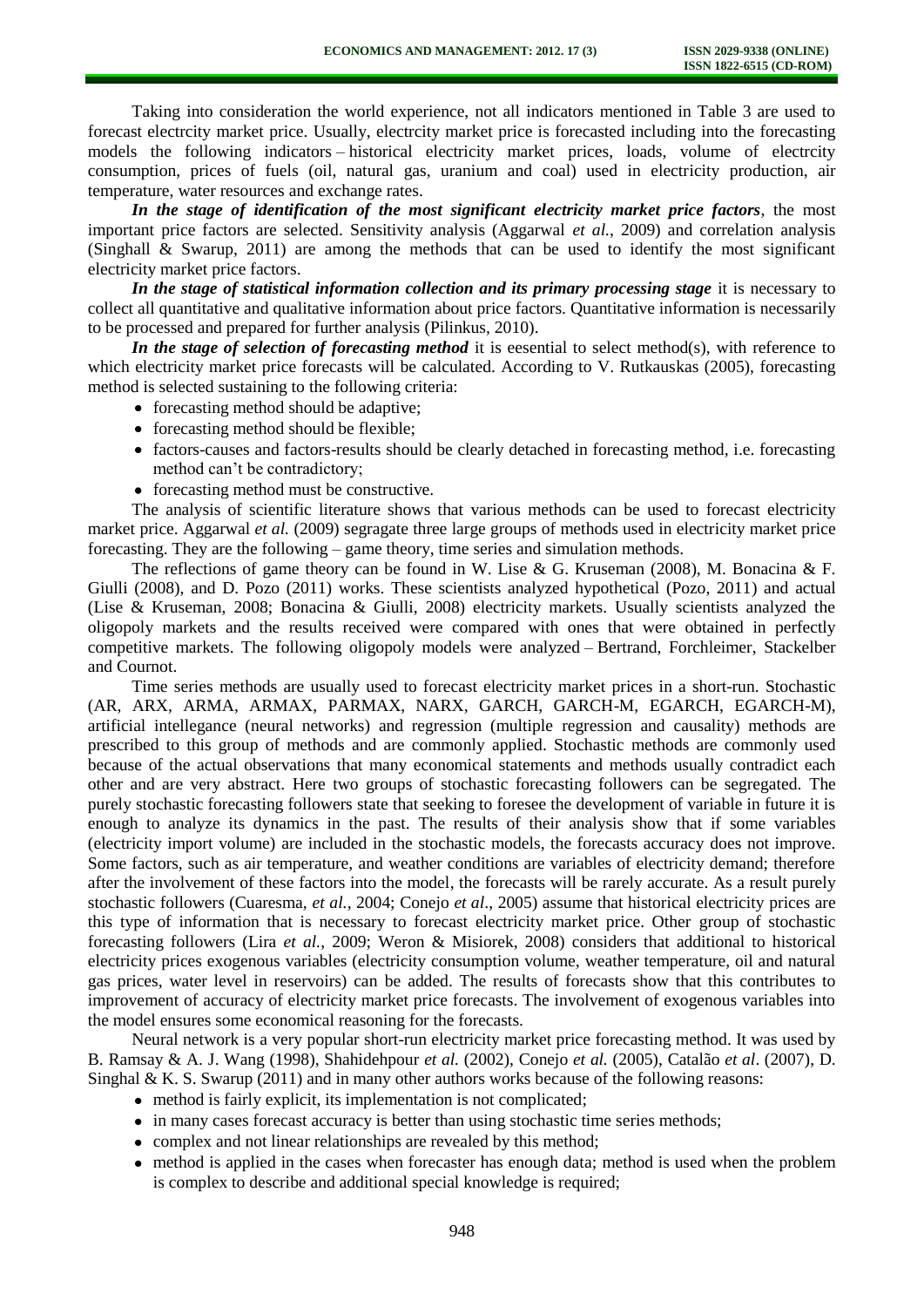Taking into consideration the world experience, not all indicators mentioned in Table 3 are used to forecast electrcity market price. Usually, electrcity market price is forecasted including into the forecasting models the following indicators – historical electricity market prices, loads, volume of electrcity consumption, prices of fuels (oil, natural gas, uranium and coal) used in electricity production, air temperature, water resources and exchange rates.

***In the stage of identification of the most significant electricity market price factors***, the most important price factors are selected. Sensitivity analysis (Aggarwal *et al.*, 2009) and correlation analysis (Singhall & Swarup, 2011) are among the methods that can be used to identify the most significant electricity market price factors.

***In the stage of statistical information collection and its primary processing stage*** it is necessary to collect all quantitative and qualitative information about price factors. Quantitative information is necessarily to be processed and prepared for further analysis (Pilinkus, 2010).

***In the stage of selection of forecasting method*** it is eesential to select method(s), with reference to which electricity market price forecasts will be calculated. According to V. Rutkauskas (2005), forecasting method is selected sustaining to the following criteria:

- forecasting method should be adaptive;
- forecasting method should be flexible;
- factors-causes and factors-results should be clearly detached in forecasting method, i.e. forecasting method can't be contradictory;
- forecasting method must be constructive.

The analysis of scientific literature shows that various methods can be used to forecast electricity market price. Aggarwal *et al.* (2009) segragate three large groups of methods used in electricity market price forecasting. They are the following – game theory, time series and simulation methods.

The reflections of game theory can be found in W. Lise & G. Kruseman (2008), M. Bonacina & F. Giulli (2008), and D. Pozo (2011) works. These scientists analyzed hypothetical (Pozo, 2011) and actual (Lise & Kruseman, 2008; Bonacina & Giulli, 2008) electricity markets. Usually scientists analyzed the oligopoly markets and the results received were compared with ones that were obtained in perfectly competitive markets. The following oligopoly models were analyzed – Bertrand, Forchleimer, Stackelber and Cournot.

Time series methods are usually used to forecast electricity market prices in a short-run. Stochastic (AR, ARX, ARMA, ARMAX, PARMAX, NARX, GARCH, GARCH-M, EGARCH, EGARCH-M), artificial intellegance (neural networks) and regression (multiple regression and causality) methods are prescribed to this group of methods and are commonly applied. Stochastic methods are commonly used because of the actual observations that many economical statements and methods usually contradict each other and are very abstract. Here two groups of stochastic forecasting followers can be segregated. The purely stochastic forecasting followers state that seeking to foresee the development of variable in future it is enough to analyze its dynamics in the past. The results of their analysis show that if some variables (electricity import volume) are included in the stochastic models, the forecasts accuracy does not improve. Some factors, such as air temperature, and weather conditions are variables of electricity demand; therefore after the involvement of these factors into the model, the forecasts will be rarely accurate. As a result purely stochastic followers (Cuaresma, *et al.*, 2004; Conejo *et al*., 2005) assume that historical electricity prices are this type of information that is necessary to forecast electricity market price. Other group of stochastic forecasting followers (Lira *et al.*, 2009; Weron & Misiorek, 2008) considers that additional to historical electricity prices exogenous variables (electricity consumption volume, weather temperature, oil and natural gas prices, water level in reservoirs) can be added. The results of forecasts show that this contributes to improvement of accuracy of electricity market price forecasts. The involvement of exogenous variables into the model ensures some economical reasoning for the forecasts.

Neural network is a very popular short-run electricity market price forecasting method. It was used by B. Ramsay & A. J. Wang (1998), Shahidehpour *et al.* (2002), Conejo *et al.* (2005), Catalão *et al*. (2007), D. Singhal & K. S. Swarup (2011) and in many other authors works because of the following reasons:

- method is fairly explicit, its implementation is not complicated;
- in many cases forecast accuracy is better than using stochastic time series methods;
- complex and not linear relationships are revealed by this method;
- method is applied in the cases when forecaster has enough data; method is used when the problem is complex to describe and additional special knowledge is required;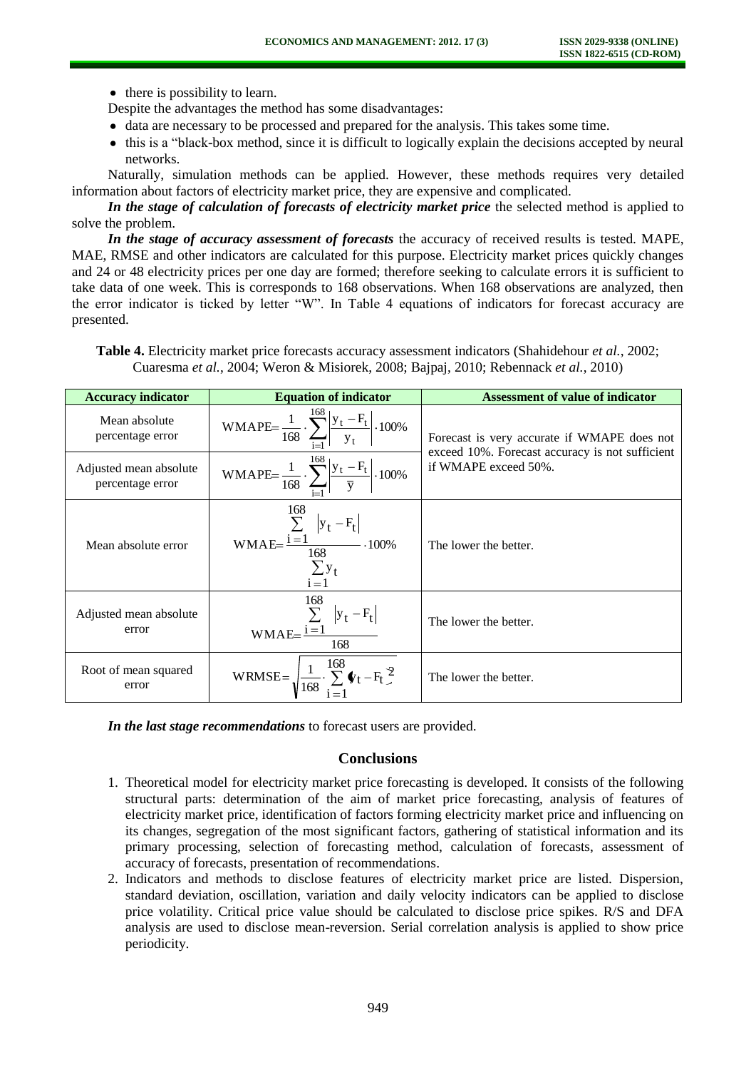- there is possibility to learn.

Despite the advantages the method has some disadvantages:

- data are necessary to be processed and prepared for the analysis. This takes some time.
- this is a "black-box method, since it is difficult to logically explain the decisions accepted by neural networks.

Naturally, simulation methods can be applied. However, these methods requires very detailed information about factors of electricity market price, they are expensive and complicated.

***In the stage of calculation of forecasts of electricity market price*** the selected method is applied to solve the problem.

***In the stage of accuracy assessment of forecasts*** the accuracy of received results is tested. MAPE, MAE, RMSE and other indicators are calculated for this purpose. Electricity market prices quickly changes and 24 or 48 electricity prices per one day are formed; therefore seeking to calculate errors it is sufficient to take data of one week. This is corresponds to 168 observations. When 168 observations are analyzed, then the error indicator is ticked by letter "W". In Table 4 equations of indicators for forecast accuracy are presented.

**Table 4.** Electricity market price forecasts accuracy assessment indicators (Shahidehour *et al.*, 2002; Cuaresma *et al.*, 2004; Weron & Misiorek, 2008; Bajpaj, 2010; Rebennack *et al.*, 2010)

| Accuracy indicator | Equation of indicator | Assessment of value of indicator |
|---|---|---|
| Mean absolute percentage error | $\text{WMAPE} = \frac{1}{168} \cdot \sum_{i=1}^{168} \left\| \frac{y_t - F_t}{y_t} \right\| \cdot 100\%$ | Forecast is very accurate if WMAPE does not exceed 10%. Forecast accuracy is not sufficient if WMAPE exceed 50%. |
| Adjusted mean absolute percentage error | $\text{WMAPE} = \frac{1}{168} \cdot \sum_{i=1}^{168} \left\| \frac{y_t - F_t}{\bar{y}} \right\| \cdot 100\%$ | |
| Mean absolute error | $\text{WMAE} = \frac{\sum_{i=1}^{168} \left\| y_t - F_t \right\|}{\sum_{i=1}^{168} y_t} \cdot 100\%$ | The lower the better. |
| Adjusted mean absolute error | $\text{WMAE} = \frac{\sum_{i=1}^{168} \left\| y_t - F_t \right\|}{168}$ | The lower the better. |
| Root of mean squared error | $\text{WRMSE} = \sqrt{\frac{1}{168} \cdot \sum_{i=1}^{168} (y_t - F_t)^2}$ | The lower the better. |

***In the last stage recommendations*** to forecast users are provided.

## Conclusions

1. Theoretical model for electricity market price forecasting is developed. It consists of the following structural parts: determination of the aim of market price forecasting, analysis of features of electricity market price, identification of factors forming electricity market price and influencing on its changes, segregation of the most significant factors, gathering of statistical information and its primary processing, selection of forecasting method, calculation of forecasts, assessment of accuracy of forecasts, presentation of recommendations.
2. Indicators and methods to disclose features of electricity market price are listed. Dispersion, standard deviation, oscillation, variation and daily velocity indicators can be applied to disclose price volatility. Critical price value should be calculated to disclose price spikes. R/S and DFA analysis are used to disclose mean-reversion. Serial correlation analysis is applied to show price periodicity.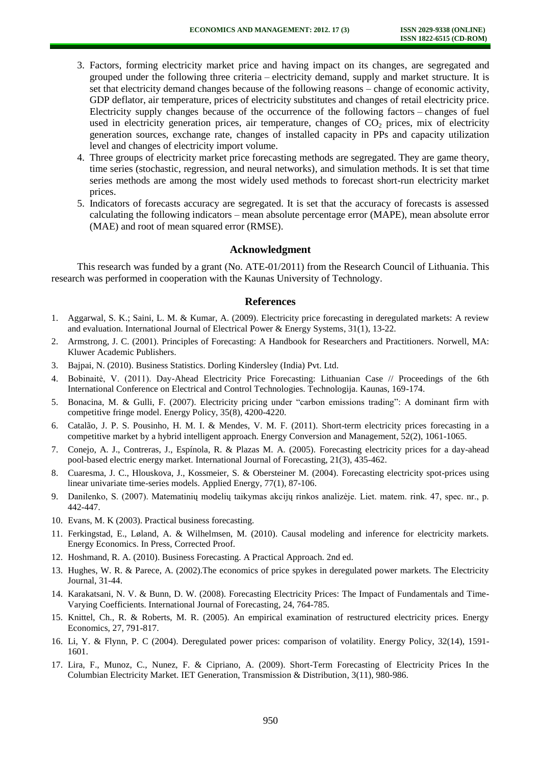3. Factors, forming electricity market price and having impact on its changes, are segregated and grouped under the following three criteria – electricity demand, supply and market structure. It is set that electricity demand changes because of the following reasons – change of economic activity, GDP deflator, air temperature, prices of electricity substitutes and changes of retail electricity price. Electricity supply changes because of the occurrence of the following factors – changes of fuel used in electricity generation prices, air temperature, changes of $CO_2$ prices, mix of electricity generation sources, exchange rate, changes of installed capacity in PPs and capacity utilization level and changes of electricity import volume.
4. Three groups of electricity market price forecasting methods are segregated. They are game theory, time series (stochastic, regression, and neural networks), and simulation methods. It is set that time series methods are among the most widely used methods to forecast short-run electricity market prices.
5. Indicators of forecasts accuracy are segregated. It is set that the accuracy of forecasts is assessed calculating the following indicators – mean absolute percentage error (MAPE), mean absolute error (MAE) and root of mean squared error (RMSE).

## Acknowledgment

This research was funded by a grant (No. ATE-01/2011) from the Research Council of Lithuania. This research was performed in cooperation with the Kaunas University of Technology.

## References

1. Aggarwal, S. K.; Saini, L. M. & Kumar, A. (2009). Electricity price forecasting in deregulated markets: A review and evaluation. International Journal of Electrical Power & Energy Systems, 31(1), 13-22.
2. Armstrong, J. C. (2001). Principles of Forecasting: A Handbook for Researchers and Practitioners. Norwell, MA: Kluwer Academic Publishers.
3. Bajpai, N. (2010). Business Statistics. Dorling Kindersley (India) Pvt. Ltd.
4. Bobinaitė, V. (2011). Day-Ahead Electricity Price Forecasting: Lithuanian Case // Proceedings of the 6th International Conference on Electrical and Control Technologies. Technologija. Kaunas, 169-174.
5. Bonacina, M. & Gulli, F. (2007). Electricity pricing under "carbon emissions trading": A dominant firm with competitive fringe model. Energy Policy, 35(8), 4200-4220.
6. Catalão, J. P. S. Pousinho, H. M. I. & Mendes, V. M. F. (2011). Short-term electricity prices forecasting in a competitive market by a hybrid intelligent approach. Energy Conversion and Management, 52(2), 1061-1065.
7. Conejo, A. J., Contreras, J., Espínola, R. & Plazas M. A. (2005). Forecasting electricity prices for a day-ahead pool-based electric energy market. International Journal of Forecasting, 21(3), 435-462.
8. Cuaresma, J. C., Hlouskova, J., Kossmeier, S. & Obersteiner M. (2004). Forecasting electricity spot-prices using linear univariate time-series models. Applied Energy, 77(1), 87-106.
9. Danilenko, S. (2007). Matematinių modelių taikymas akcijų rinkos analizėje. Liet. matem. rink. 47, spec. nr., p. 442-447.
10. Evans, M. K (2003). Practical business forecasting.
11. Ferkingstad, E., Løland, A. & Wilhelmsen, M. (2010). Causal modeling and inference for electricity markets. Energy Economics. In Press, Corrected Proof.
12. Hoshmand, R. A. (2010). Business Forecasting. A Practical Approach. 2nd ed.
13. Hughes, W. R. & Parece, A. (2002).The economics of price spykes in deregulated power markets. The Electricity Journal, 31-44.
14. Karakatsani, N. V. & Bunn, D. W. (2008). Forecasting Electricity Prices: The Impact of Fundamentals and Time-Varying Coefficients. International Journal of Forecasting, 24, 764-785.
15. Knittel, Ch., R. & Roberts, M. R. (2005). An empirical examination of restructured electricity prices. Energy Economics, 27, 791-817.
16. Li, Y. & Flynn, P. C (2004). Deregulated power prices: comparison of volatility. Energy Policy, 32(14), 1591-1601.
17. Lira, F., Munoz, C., Nunez, F. & Cipriano, A. (2009). Short-Term Forecasting of Electricity Prices In the Columbian Electricity Market. IET Generation, Transmission & Distribution, 3(11), 980-986.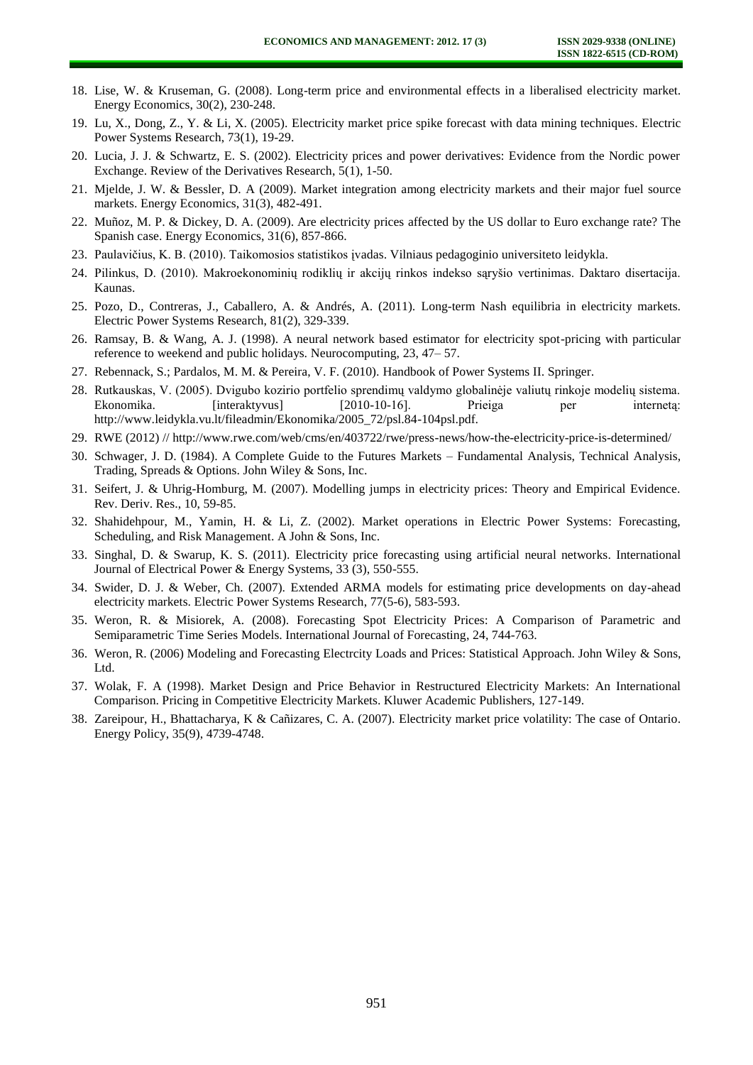18. Lise, W. & Kruseman, G. (2008). Long-term price and environmental effects in a liberalised electricity market. Energy Economics, 30(2), 230-248.
19. Lu, X., Dong, Z., Y. & Li, X. (2005). Electricity market price spike forecast with data mining techniques. Electric Power Systems Research, 73(1), 19-29.
20. Lucia, J. J. & Schwartz, E. S. (2002). Electricity prices and power derivatives: Evidence from the Nordic power Exchange. Review of the Derivatives Research, 5(1), 1-50.
21. Mjelde, J. W. & Bessler, D. A (2009). Market integration among electricity markets and their major fuel source markets. Energy Economics, 31(3), 482-491.
22. Muñoz, M. P. & Dickey, D. A. (2009). Are electricity prices affected by the US dollar to Euro exchange rate? The Spanish case. Energy Economics, 31(6), 857-866.
23. Paulavičius, K. B. (2010). Taikomosios statistikos įvadas. Vilniaus pedagoginio universiteto leidykla.
24. Pilinkus, D. (2010). Makroekonominių rodiklių ir akcijų rinkos indekso sąryšio vertinimas. Daktaro disertacija. Kaunas.
25. Pozo, D., Contreras, J., Caballero, A. & Andrés, A. (2011). Long-term Nash equilibria in electricity markets. Electric Power Systems Research, 81(2), 329-339.
26. Ramsay, B. & Wang, A. J. (1998). A neural network based estimator for electricity spot-pricing with particular reference to weekend and public holidays. Neurocomputing, 23, 47– 57.
27. Rebennack, S.; Pardalos, M. M. & Pereira, V. F. (2010). Handbook of Power Systems II. Springer.
28. Rutkauskas, V. (2005). Dvigubo kozirio portfelio sprendimų valdymo globalinėje valiutų rinkoje modelių sistema. Ekonomika. [interaktyvus] [2010-10-16]. Prieiga per internetą: http://www.leidykla.vu.lt/fileadmin/Ekonomika/2005_72/psl.84-104psl.pdf.
29. RWE (2012) // http://www.rwe.com/web/cms/en/403722/rwe/press-news/how-the-electricity-price-is-determined/
30. Schwager, J. D. (1984). A Complete Guide to the Futures Markets – Fundamental Analysis, Technical Analysis, Trading, Spreads & Options. John Wiley & Sons, Inc.
31. Seifert, J. & Uhrig-Homburg, M. (2007). Modelling jumps in electricity prices: Theory and Empirical Evidence. Rev. Deriv. Res., 10, 59-85.
32. Shahidehpour, M., Yamin, H. & Li, Z. (2002). Market operations in Electric Power Systems: Forecasting, Scheduling, and Risk Management. A John & Sons, Inc.
33. Singhal, D. & Swarup, K. S. (2011). Electricity price forecasting using artificial neural networks. International Journal of Electrical Power & Energy Systems, 33 (3), 550-555.
34. Swider, D. J. & Weber, Ch. (2007). Extended ARMA models for estimating price developments on day-ahead electricity markets. Electric Power Systems Research, 77(5-6), 583-593.
35. Weron, R. & Misiorek, A. (2008). Forecasting Spot Electricity Prices: A Comparison of Parametric and Semiparametric Time Series Models. International Journal of Forecasting, 24, 744-763.
36. Weron, R. (2006) Modeling and Forecasting Electrcity Loads and Prices: Statistical Approach. John Wiley & Sons, Ltd.
37. Wolak, F. A (1998). Market Design and Price Behavior in Restructured Electricity Markets: An International Comparison. Pricing in Competitive Electricity Markets. Kluwer Academic Publishers, 127-149.
38. Zareipour, H., Bhattacharya, K & Cañizares, C. A. (2007). Electricity market price volatility: The case of Ontario. Energy Policy, 35(9), 4739-4748.